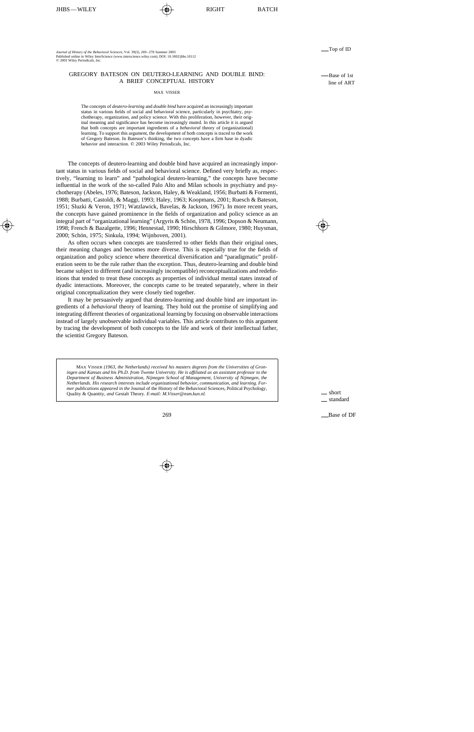# GREGORY BATESON ON DEUTERO-LEARNING AND DOUBLE BIND: A BRIEF CONCEPTUAL HISTORY

MAX VISSER

The concepts of *deutero-learning* and *double bind* have acquired an increasingly important status in various fields of social and behavioral science, particularly in psychiatry, psychotherapy, organization, and policy science. With this proliferation, however, their original meaning and significance has become increasingly muted. In this article it is argued that both concepts are important ingredients of a *behavioral* theory of (organizational) learning. To support this argument, the development of both concepts is traced to the work of Gregory Bateson. In Bateson's thinking, the two concepts have a firm base in dyadic behavior and interaction. © 2003 Wiley Periodicals, Inc.

The concepts of deutero-learning and double bind have acquired an increasingly important status in various fields of social and behavioral science. Defined very briefly as, respectively, "learning to learn" and "pathological deutero-learning," the concepts have become influential in the work of the so-called Palo Alto and Milan schools in psychiatry and psychotherapy (Abeles, 1976; Bateson, Jackson, Haley, & Weakland, 1956; Burbatti & Formenti, 1988; Burbatti, Castoldi, & Maggi, 1993; Haley, 1963; Koopmans, 2001; Ruesch & Bateson, 1951; Sluzki & Veron, 1971; Watzlawick, Bavelas, & Jackson, 1967). In more recent years, the concepts have gained prominence in the fields of organization and policy science as an integral part of "organizational learning" (Argyris & Schön, 1978, 1996; Dopson & Neumann, 1998; French & Bazalgette, 1996; Hennestad, 1990; Hirschhorn & Gilmore, 1980; Huysman, 2000; Schön, 1975; Sinkula, 1994; Wijnhoven, 2001).

As often occurs when concepts are transferred to other fields than their original ones, their meaning changes and becomes more diverse. This is especially true for the fields of organization and policy science where theoretical diversification and "paradigmatic" proliferation seem to be the rule rather than the exception. Thus, deutero-learning and double bind became subject to different (and increasingly incompatible) reconceptualizations and redefinitions that tended to treat these concepts as properties of individual mental states instead of dyadic interactions. Moreover, the concepts came to be treated separately, where in their original conceptualization they were closely tied together.

It may be persuasively argued that deutero-learning and double bind are important ingredients of a *behavioral* theory of learning. They hold out the promise of simplifying and integrating different theories of organizational learning by focusing on observable interactions instead of largely unobservable individual variables. This article contributes to this argument by tracing the development of both concepts to the life and work of their intellectual father, the scientist Gregory Bateson.

MAX VISSER *(1963, the Netherlands) received his masters degrees from the Universities of Groningen and Kansas and his Ph.D. from Twente University. He is affiliated as an assistant professor to the Department of Business Administration, Nijmegen School of Management, University of Nijmegen, the Netherlands. His research interests include organizational behavior, communication, and learning. Former publications appeared in the* Journal of the History of the Behavioral Sciences, Political Psychology, Quality & Quantity, *and* Gestalt Theory. *E-mail: M.Visser@nsm.kun.nl.*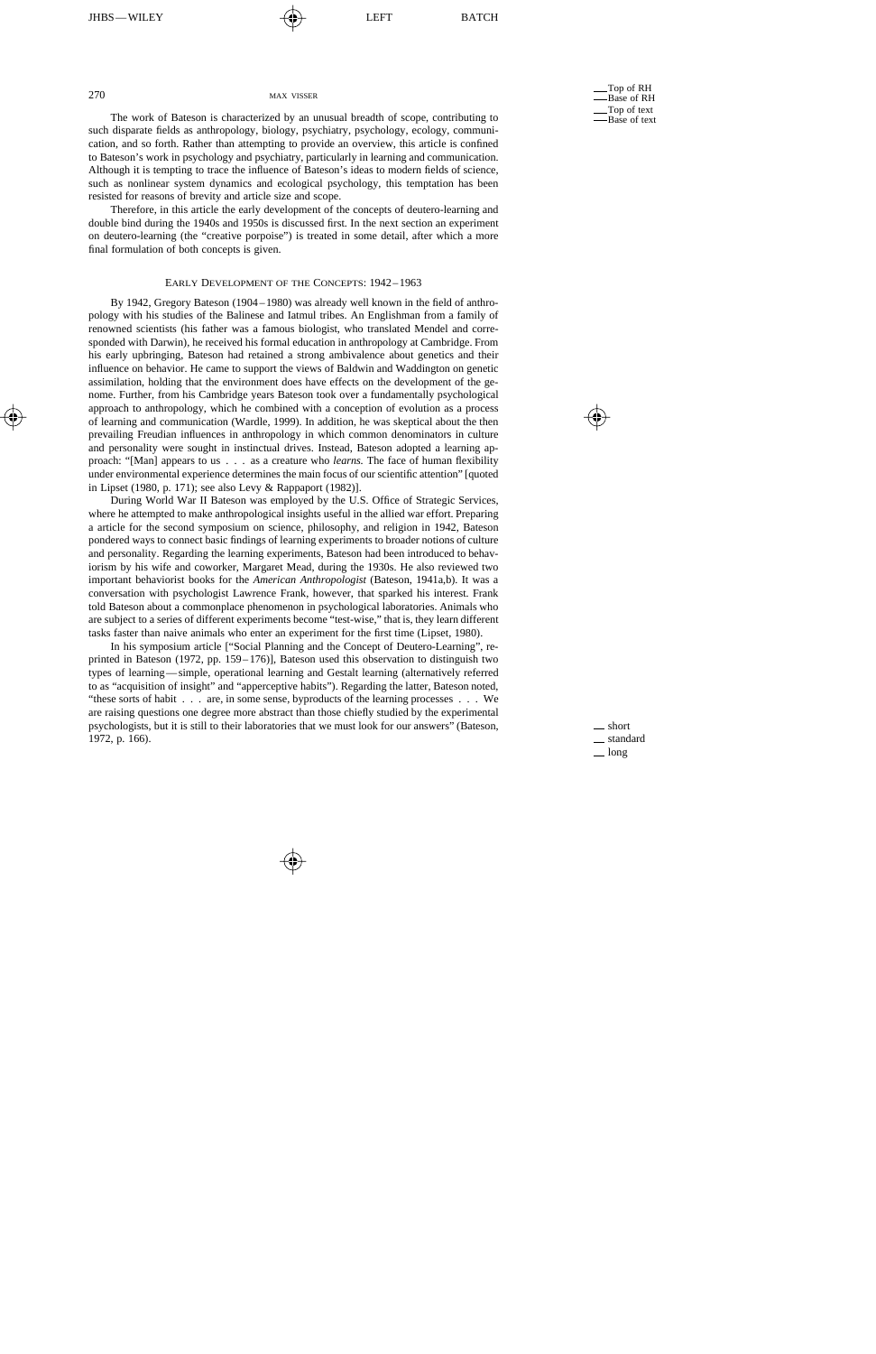The work of Bateson is characterized by an unusual breadth of scope, contributing to such disparate fields as anthropology, biology, psychiatry, psychology, ecology, communication, and so forth. Rather than attempting to provide an overview, this article is confined to Bateson's work in psychology and psychiatry, particularly in learning and communication. Although it is tempting to trace the influence of Bateson's ideas to modern fields of science, such as nonlinear system dynamics and ecological psychology, this temptation has been resisted for reasons of brevity and article size and scope.

Therefore, in this article the early development of the concepts of deutero-learning and double bind during the 1940s and 1950s is discussed first. In the next section an experiment on deutero-learning (the "creative porpoise") is treated in some detail, after which a more final formulation of both concepts is given.

## Early Development of the Concepts: 1942–1963

By 1942, Gregory Bateson (1904–1980) was already well known in the field of anthropology with his studies of the Balinese and Iatmul tribes. An Englishman from a family of renowned scientists (his father was a famous biologist, who translated Mendel and corresponded with Darwin), he received his formal education in anthropology at Cambridge. From his early upbringing, Bateson had retained a strong ambivalence about genetics and their influence on behavior. He came to support the views of Baldwin and Waddington on genetic assimilation, holding that the environment does have effects on the development of the genome. Further, from his Cambridge years Bateson took over a fundamentally psychological approach to anthropology, which he combined with a conception of evolution as a process of learning and communication (Wardle, 1999). In addition, he was skeptical about the then prevailing Freudian influences in anthropology in which common denominators in culture and personality were sought in instinctual drives. Instead, Bateson adopted a learning approach: "[Man] appears to us . . . as a creature who *learns.* The face of human flexibility under environmental experience determines the main focus of our scientific attention" [quoted in Lipset (1980, p. 171); see also Levy & Rappaport (1982)].

During World War II Bateson was employed by the U.S. Office of Strategic Services, where he attempted to make anthropological insights useful in the allied war effort. Preparing a article for the second symposium on science, philosophy, and religion in 1942, Bateson pondered ways to connect basic findings of learning experiments to broader notions of culture and personality. Regarding the learning experiments, Bateson had been introduced to behaviorism by his wife and coworker, Margaret Mead, during the 1930s. He also reviewed two important behaviorist books for the *American Anthropologist* (Bateson, 1941a,b). It was a conversation with psychologist Lawrence Frank, however, that sparked his interest. Frank told Bateson about a commonplace phenomenon in psychological laboratories. Animals who are subject to a series of different experiments become "test-wise," that is, they learn different tasks faster than naive animals who enter an experiment for the first time (Lipset, 1980).

In his symposium article ["Social Planning and the Concept of Deutero-Learning", reprinted in Bateson (1972, pp. 159–176)], Bateson used this observation to distinguish two types of learning—simple, operational learning and Gestalt learning (alternatively referred to as "acquisition of insight" and "apperceptive habits"). Regarding the latter, Bateson noted, "these sorts of habit . . . are, in some sense, byproducts of the learning processes . . . We are raising questions one degree more abstract than those chiefly studied by the experimental psychologists, but it is still to their laboratories that we must look for our answers" (Bateson, 1972, p. 166).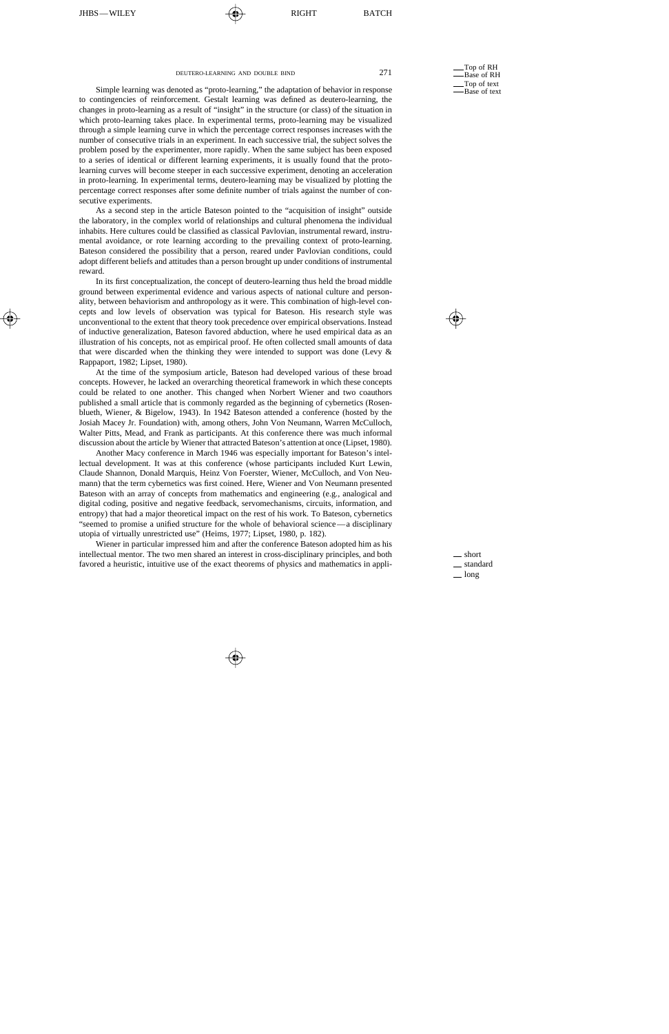Simple learning was denoted as "proto-learning," the adaptation of behavior in response to contingencies of reinforcement. Gestalt learning was defined as deutero-learning, the changes in proto-learning as a result of "insight" in the structure (or class) of the situation in which proto-learning takes place. In experimental terms, proto-learning may be visualized through a simple learning curve in which the percentage correct responses increases with the number of consecutive trials in an experiment. In each successive trial, the subject solves the problem posed by the experimenter, more rapidly. When the same subject has been exposed to a series of identical or different learning experiments, it is usually found that the proto-learning curves will become steeper in each successive experiment, denoting an acceleration in proto-learning. In experimental terms, deutero-learning may be visualized by plotting the percentage correct responses after some definite number of trials against the number of consecutive experiments.

As a second step in the article Bateson pointed to the "acquisition of insight" outside the laboratory, in the complex world of relationships and cultural phenomena the individual inhabits. Here cultures could be classified as classical Pavlovian, instrumental reward, instrumental avoidance, or rote learning according to the prevailing context of proto-learning. Bateson considered the possibility that a person, reared under Pavlovian conditions, could adopt different beliefs and attitudes than a person brought up under conditions of instrumental reward.

In its first conceptualization, the concept of deutero-learning thus held the broad middle ground between experimental evidence and various aspects of national culture and personality, between behaviorism and anthropology as it were. This combination of high-level concepts and low levels of observation was typical for Bateson. His research style was unconventional to the extent that theory took precedence over empirical observations. Instead of inductive generalization, Bateson favored abduction, where he used empirical data as an illustration of his concepts, not as empirical proof. He often collected small amounts of data that were discarded when the thinking they were intended to support was done (Levy & Rappaport, 1982; Lipset, 1980).

At the time of the symposium article, Bateson had developed various of these broad concepts. However, he lacked an overarching theoretical framework in which these concepts could be related to one another. This changed when Norbert Wiener and two coauthors published a small article that is commonly regarded as the beginning of cybernetics (Rosenblueth, Wiener, & Bigelow, 1943). In 1942 Bateson attended a conference (hosted by the Josiah Macey Jr. Foundation) with, among others, John Von Neumann, Warren McCulloch, Walter Pitts, Mead, and Frank as participants. At this conference there was much informal discussion about the article by Wiener that attracted Bateson's attention at once (Lipset, 1980).

Another Macy conference in March 1946 was especially important for Bateson's intellectual development. It was at this conference (whose participants included Kurt Lewin, Claude Shannon, Donald Marquis, Heinz Von Foerster, Wiener, McCulloch, and Von Neumann) that the term cybernetics was first coined. Here, Wiener and Von Neumann presented Bateson with an array of concepts from mathematics and engineering (e.g., analogical and digital coding, positive and negative feedback, servomechanisms, circuits, information, and entropy) that had a major theoretical impact on the rest of his work. To Bateson, cybernetics "seemed to promise a unified structure for the whole of behavioral science—a disciplinary utopia of virtually unrestricted use" (Heims, 1977; Lipset, 1980, p. 182).

Wiener in particular impressed him and after the conference Bateson adopted him as his intellectual mentor. The two men shared an interest in cross-disciplinary principles, and both favored a heuristic, intuitive use of the exact theorems of physics and mathematics in appli-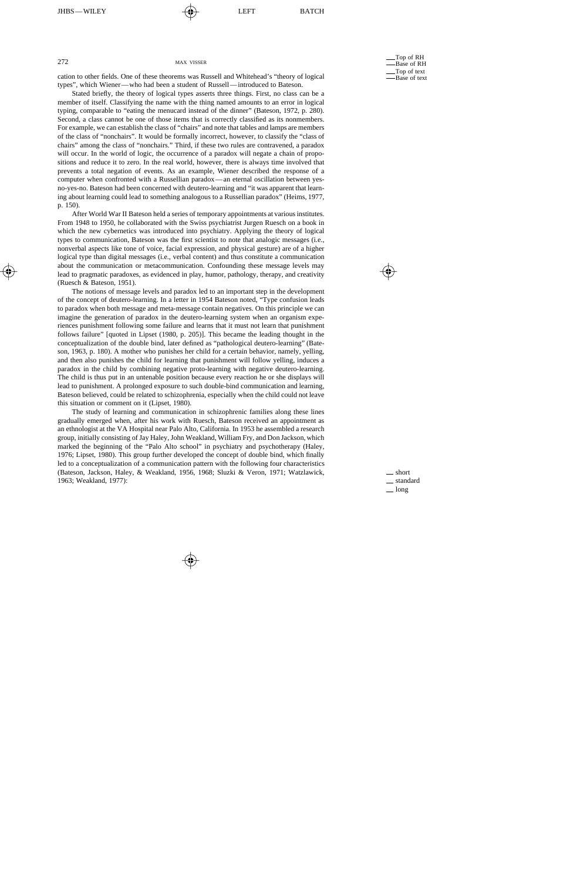cation to other fields. One of these theorems was Russell and Whitehead's "theory of logical types", which Wiener—who had been a student of Russell—introduced to Bateson.

Stated briefly, the theory of logical types asserts three things. First, no class can be a member of itself. Classifying the name with the thing named amounts to an error in logical typing, comparable to "eating the menucard instead of the dinner" (Bateson, 1972, p. 280). Second, a class cannot be one of those items that is correctly classified as its nonmembers. For example, we can establish the class of "chairs" and note that tables and lamps are members of the class of "nonchairs". It would be formally incorrect, however, to classify the "class of chairs" among the class of "nonchairs." Third, if these two rules are contravened, a paradox will occur. In the world of logic, the occurrence of a paradox will negate a chain of propositions and reduce it to zero. In the real world, however, there is always time involved that prevents a total negation of events. As an example, Wiener described the response of a computer when confronted with a Russellian paradox—an eternal oscillation between yes-no-yes-no. Bateson had been concerned with deutero-learning and "it was apparent that learning about learning could lead to something analogous to a Russellian paradox" (Heims, 1977, p. 150).

After World War II Bateson held a series of temporary appointments at various institutes. From 1948 to 1950, he collaborated with the Swiss psychiatrist Jurgen Ruesch on a book in which the new cybernetics was introduced into psychiatry. Applying the theory of logical types to communication, Bateson was the first scientist to note that analogic messages (i.e., nonverbal aspects like tone of voice, facial expression, and physical gesture) are of a higher logical type than digital messages (i.e., verbal content) and thus constitute a communication about the communication or metacommunication. Confounding these message levels may lead to pragmatic paradoxes, as evidenced in play, humor, pathology, therapy, and creativity (Ruesch & Bateson, 1951).

The notions of message levels and paradox led to an important step in the development of the concept of deutero-learning. In a letter in 1954 Bateson noted, "Type confusion leads to paradox when both message and meta-message contain negatives. On this principle we can imagine the generation of paradox in the deutero-learning system when an organism experiences punishment following some failure and learns that it must not learn that punishment follows failure" [quoted in Lipset (1980, p. 205)]. This became the leading thought in the conceptualization of the double bind, later defined as "pathological deutero-learning" (Bateson, 1963, p. 180). A mother who punishes her child for a certain behavior, namely, yelling, and then also punishes the child for learning that punishment will follow yelling, induces a paradox in the child by combining negative proto-learning with negative deutero-learning. The child is thus put in an untenable position because every reaction he or she displays will lead to punishment. A prolonged exposure to such double-bind communication and learning, Bateson believed, could be related to schizophrenia, especially when the child could not leave this situation or comment on it (Lipset, 1980).

The study of learning and communication in schizophrenic families along these lines gradually emerged when, after his work with Ruesch, Bateson received an appointment as an ethnologist at the VA Hospital near Palo Alto, California. In 1953 he assembled a research group, initially consisting of Jay Haley, John Weakland, William Fry, and Don Jackson, which marked the beginning of the "Palo Alto school" in psychiatry and psychotherapy (Haley, 1976; Lipset, 1980). This group further developed the concept of double bind, which finally led to a conceptualization of a communication pattern with the following four characteristics (Bateson, Jackson, Haley, & Weakland, 1956, 1968; Sluzki & Veron, 1971; Watzlawick, 1963; Weakland, 1977):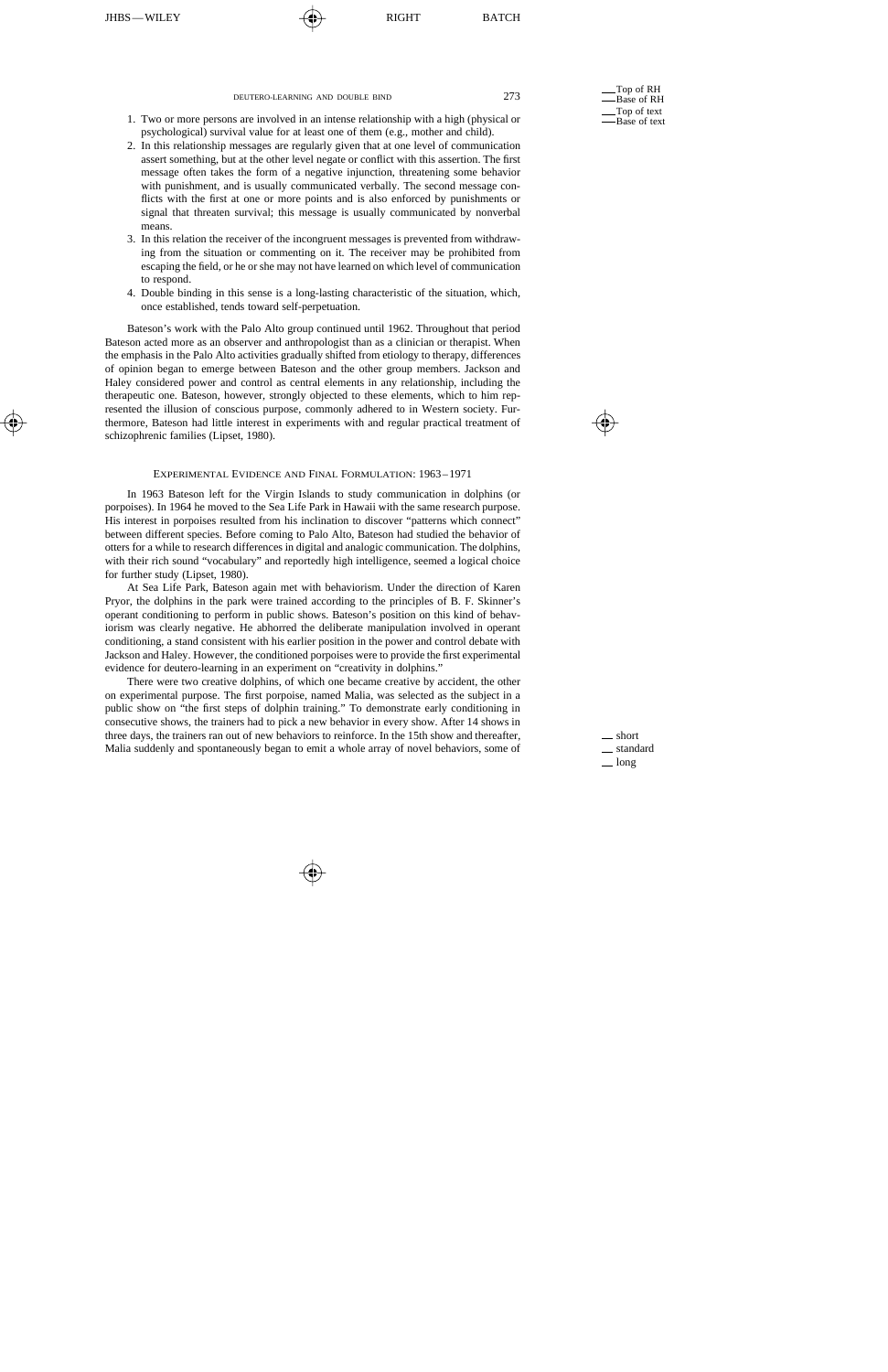1. Two or more persons are involved in an intense relationship with a high (physical or psychological) survival value for at least one of them (e.g., mother and child).
2. In this relationship messages are regularly given that at one level of communication assert something, but at the other level negate or conflict with this assertion. The first message often takes the form of a negative injunction, threatening some behavior with punishment, and is usually communicated verbally. The second message conflicts with the first at one or more points and is also enforced by punishments or signal that threaten survival; this message is usually communicated by nonverbal means.
3. In this relation the receiver of the incongruent messages is prevented from withdrawing from the situation or commenting on it. The receiver may be prohibited from escaping the field, or he or she may not have learned on which level of communication to respond.
4. Double binding in this sense is a long-lasting characteristic of the situation, which, once established, tends toward self-perpetuation.

Bateson's work with the Palo Alto group continued until 1962. Throughout that period Bateson acted more as an observer and anthropologist than as a clinician or therapist. When the emphasis in the Palo Alto activities gradually shifted from etiology to therapy, differences of opinion began to emerge between Bateson and the other group members. Jackson and Haley considered power and control as central elements in any relationship, including the therapeutic one. Bateson, however, strongly objected to these elements, which to him represented the illusion of conscious purpose, commonly adhered to in Western society. Furthermore, Bateson had little interest in experiments with and regular practical treatment of schizophrenic families (Lipset, 1980).

## Experimental Evidence and Final Formulation: 1963–1971

In 1963 Bateson left for the Virgin Islands to study communication in dolphins (or porpoises). In 1964 he moved to the Sea Life Park in Hawaii with the same research purpose. His interest in porpoises resulted from his inclination to discover "patterns which connect" between different species. Before coming to Palo Alto, Bateson had studied the behavior of otters for a while to research differences in digital and analogic communication. The dolphins, with their rich sound "vocabulary" and reportedly high intelligence, seemed a logical choice for further study (Lipset, 1980).

At Sea Life Park, Bateson again met with behaviorism. Under the direction of Karen Pryor, the dolphins in the park were trained according to the principles of B. F. Skinner's operant conditioning to perform in public shows. Bateson's position on this kind of behaviorism was clearly negative. He abhorred the deliberate manipulation involved in operant conditioning, a stand consistent with his earlier position in the power and control debate with Jackson and Haley. However, the conditioned porpoises were to provide the first experimental evidence for deutero-learning in an experiment on "creativity in dolphins."

There were two creative dolphins, of which one became creative by accident, the other on experimental purpose. The first porpoise, named Malia, was selected as the subject in a public show on "the first steps of dolphin training." To demonstrate early conditioning in consecutive shows, the trainers had to pick a new behavior in every show. After 14 shows in three days, the trainers ran out of new behaviors to reinforce. In the 15th show and thereafter, Malia suddenly and spontaneously began to emit a whole array of novel behaviors, some of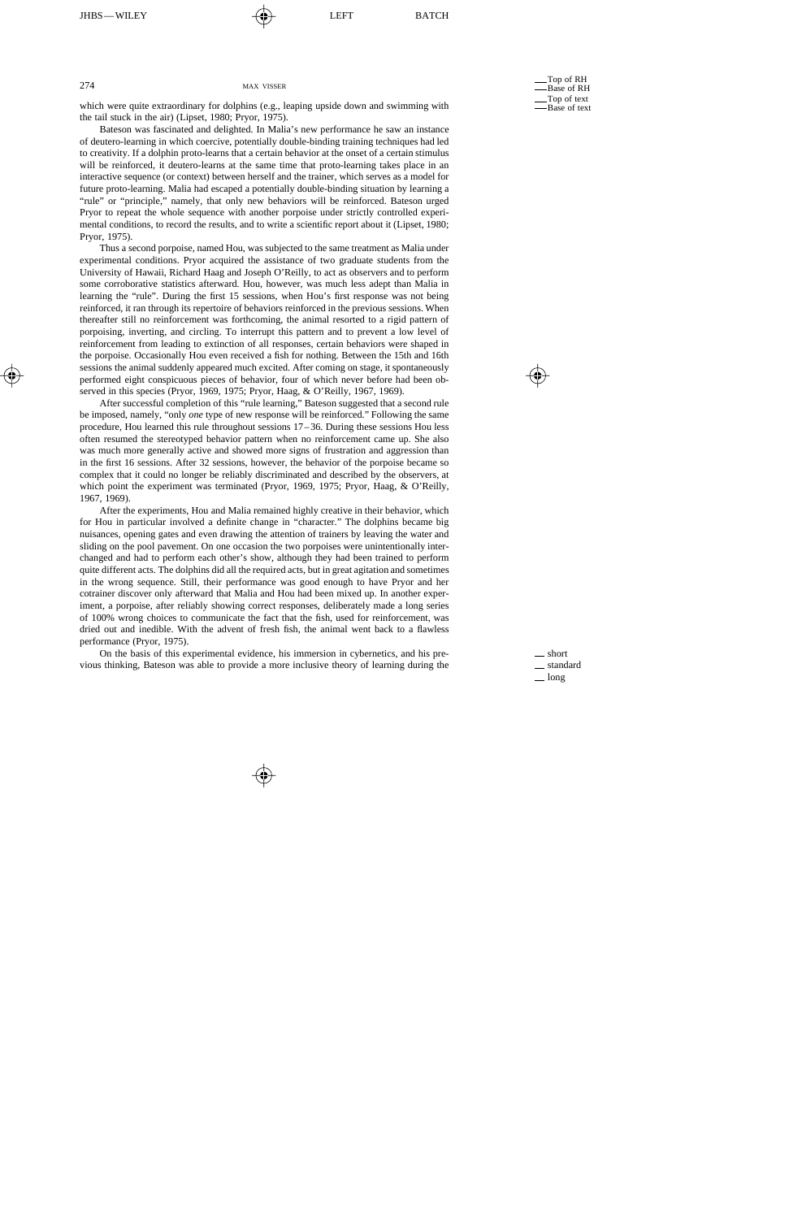which were quite extraordinary for dolphins (e.g., leaping upside down and swimming with the tail stuck in the air) (Lipset, 1980; Pryor, 1975).

Bateson was fascinated and delighted. In Malia's new performance he saw an instance of deutero-learning in which coercive, potentially double-binding training techniques had led to creativity. If a dolphin proto-learns that a certain behavior at the onset of a certain stimulus will be reinforced, it deutero-learns at the same time that proto-learning takes place in an interactive sequence (or context) between herself and the trainer, which serves as a model for future proto-learning. Malia had escaped a potentially double-binding situation by learning a "rule" or "principle," namely, that only new behaviors will be reinforced. Bateson urged Pryor to repeat the whole sequence with another porpoise under strictly controlled experimental conditions, to record the results, and to write a scientific report about it (Lipset, 1980; Pryor, 1975).

Thus a second porpoise, named Hou, was subjected to the same treatment as Malia under experimental conditions. Pryor acquired the assistance of two graduate students from the University of Hawaii, Richard Haag and Joseph O'Reilly, to act as observers and to perform some corroborative statistics afterward. Hou, however, was much less adept than Malia in learning the "rule". During the first 15 sessions, when Hou's first response was not being reinforced, it ran through its repertoire of behaviors reinforced in the previous sessions. When thereafter still no reinforcement was forthcoming, the animal resorted to a rigid pattern of porpoising, inverting, and circling. To interrupt this pattern and to prevent a low level of reinforcement from leading to extinction of all responses, certain behaviors were shaped in the porpoise. Occasionally Hou even received a fish for nothing. Between the 15th and 16th sessions the animal suddenly appeared much excited. After coming on stage, it spontaneously performed eight conspicuous pieces of behavior, four of which never before had been observed in this species (Pryor, 1969, 1975; Pryor, Haag, & O'Reilly, 1967, 1969).

After successful completion of this "rule learning," Bateson suggested that a second rule be imposed, namely, "only *one* type of new response will be reinforced." Following the same procedure, Hou learned this rule throughout sessions 17–36. During these sessions Hou less often resumed the stereotyped behavior pattern when no reinforcement came up. She also was much more generally active and showed more signs of frustration and aggression than in the first 16 sessions. After 32 sessions, however, the behavior of the porpoise became so complex that it could no longer be reliably discriminated and described by the observers, at which point the experiment was terminated (Pryor, 1969, 1975; Pryor, Haag, & O'Reilly, 1967, 1969).

After the experiments, Hou and Malia remained highly creative in their behavior, which for Hou in particular involved a definite change in "character." The dolphins became big nuisances, opening gates and even drawing the attention of trainers by leaving the water and sliding on the pool pavement. On one occasion the two porpoises were unintentionally interchanged and had to perform each other's show, although they had been trained to perform quite different acts. The dolphins did all the required acts, but in great agitation and sometimes in the wrong sequence. Still, their performance was good enough to have Pryor and her cotrainer discover only afterward that Malia and Hou had been mixed up. In another experiment, a porpoise, after reliably showing correct responses, deliberately made a long series of 100% wrong choices to communicate the fact that the fish, used for reinforcement, was dried out and inedible. With the advent of fresh fish, the animal went back to a flawless performance (Pryor, 1975).

On the basis of this experimental evidence, his immersion in cybernetics, and his previous thinking, Bateson was able to provide a more inclusive theory of learning during the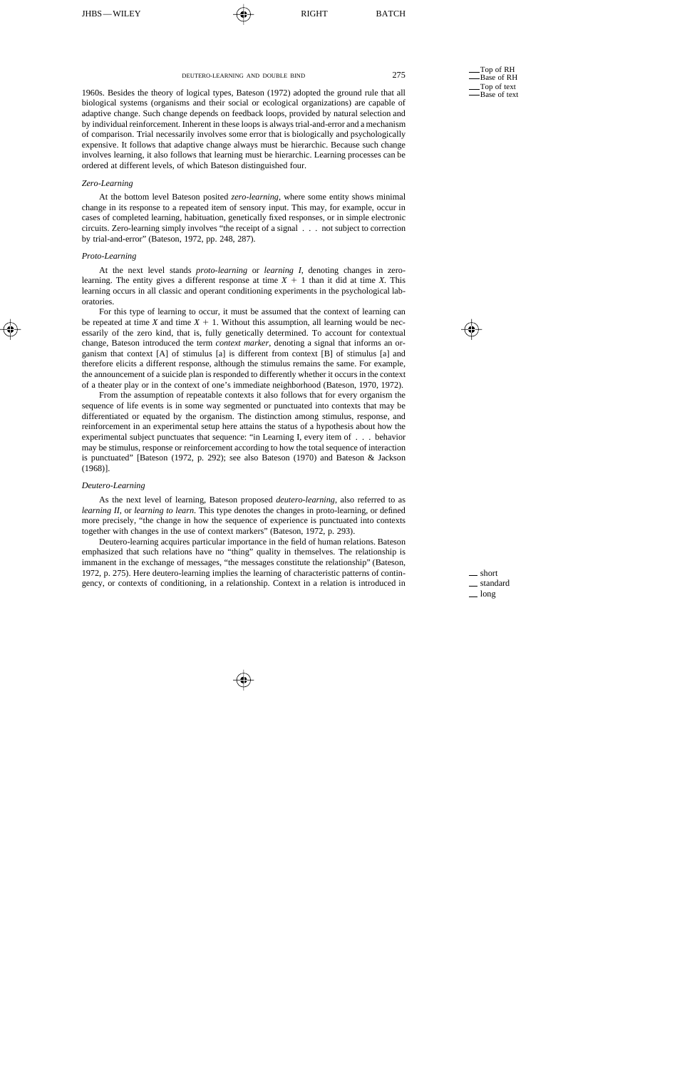1960s. Besides the theory of logical types, Bateson (1972) adopted the ground rule that all biological systems (organisms and their social or ecological organizations) are capable of adaptive change. Such change depends on feedback loops, provided by natural selection and by individual reinforcement. Inherent in these loops is always trial-and-error and a mechanism of comparison. Trial necessarily involves some error that is biologically and psychologically expensive. It follows that adaptive change always must be hierarchic. Because such change involves learning, it also follows that learning must be hierarchic. Learning processes can be ordered at different levels, of which Bateson distinguished four.

### Zero-Learning

At the bottom level Bateson posited *zero-learning*, where some entity shows minimal change in its response to a repeated item of sensory input. This may, for example, occur in cases of completed learning, habituation, genetically fixed responses, or in simple electronic circuits. Zero-learning simply involves "the receipt of a signal . . . not subject to correction by trial-and-error" (Bateson, 1972, pp. 248, 287).

### Proto-Learning

At the next level stands *proto-learning* or *learning I*, denoting changes in zero-learning. The entity gives a different response at time $X + 1$ than it did at time $X$. This learning occurs in all classic and operant conditioning experiments in the psychological laboratories.

For this type of learning to occur, it must be assumed that the context of learning can be repeated at time $X$ and time $X + 1$. Without this assumption, all learning would be necessarily of the zero kind, that is, fully genetically determined. To account for contextual change, Bateson introduced the term *context marker*, denoting a signal that informs an organism that context [A] of stimulus [a] is different from context [B] of stimulus [a] and therefore elicits a different response, although the stimulus remains the same. For example, the announcement of a suicide plan is responded to differently whether it occurs in the context of a theater play or in the context of one's immediate neighborhood (Bateson, 1970, 1972).

From the assumption of repeatable contexts it also follows that for every organism the sequence of life events is in some way segmented or punctuated into contexts that may be differentiated or equated by the organism. The distinction among stimulus, response, and reinforcement in an experimental setup here attains the status of a hypothesis about how the experimental subject punctuates that sequence: "in Learning I, every item of . . . behavior may be stimulus, response or reinforcement according to how the total sequence of interaction is punctuated" [Bateson (1972, p. 292); see also Bateson (1970) and Bateson & Jackson (1968)].

### Deutero-Learning

As the next level of learning, Bateson proposed *deutero-learning*, also referred to as *learning II*, or *learning to learn*. This type denotes the changes in proto-learning, or defined more precisely, "the change in how the sequence of experience is punctuated into contexts together with changes in the use of context markers" (Bateson, 1972, p. 293).

Deutero-learning acquires particular importance in the field of human relations. Bateson emphasized that such relations have no "thing" quality in themselves. The relationship is immanent in the exchange of messages, "the messages constitute the relationship" (Bateson, 1972, p. 275). Here deutero-learning implies the learning of characteristic patterns of contingency, or contexts of conditioning, in a relationship. Context in a relation is introduced in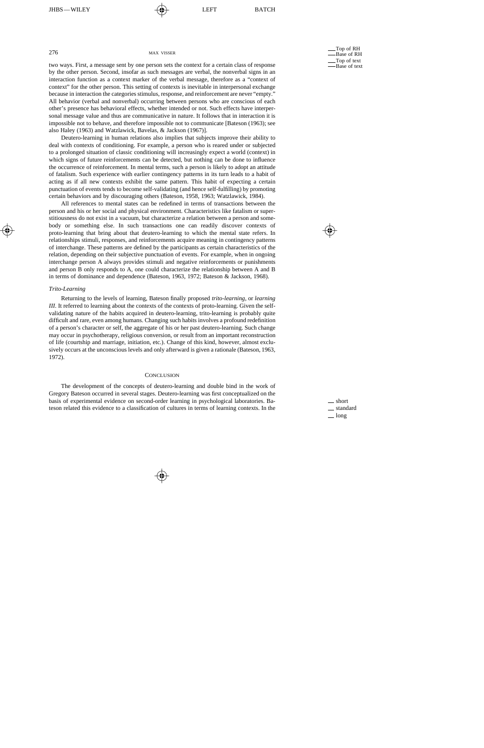two ways. First, a message sent by one person sets the context for a certain class of response by the other person. Second, insofar as such messages are verbal, the nonverbal signs in an interaction function as a context marker of the verbal message, therefore as a "context of context" for the other person. This setting of contexts is inevitable in interpersonal exchange because in interaction the categories stimulus, response, and reinforcement are never "empty." All behavior (verbal and nonverbal) occurring between persons who are conscious of each other's presence has behavioral effects, whether intended or not. Such effects have interpersonal message value and thus are communicative in nature. It follows that in interaction it is impossible not to behave, and therefore impossible not to communicate [Bateson (1963); see also Haley (1963) and Watzlawick, Bavelas, & Jackson (1967)].

Deutero-learning in human relations also implies that subjects improve their ability to deal with contexts of conditioning. For example, a person who is reared under or subjected to a prolonged situation of classic conditioning will increasingly expect a world (context) in which signs of future reinforcements can be detected, but nothing can be done to influence the occurrence of reinforcement. In mental terms, such a person is likely to adopt an attitude of fatalism. Such experience with earlier contingency patterns in its turn leads to a habit of acting as if all new contexts exhibit the same pattern. This habit of expecting a certain punctuation of events tends to become self-validating (and hence self-fulfilling) by promoting certain behaviors and by discouraging others (Bateson, 1958, 1963; Watzlawick, 1984).

All references to mental states can be redefined in terms of transactions between the person and his or her social and physical environment. Characteristics like fatalism or superstitiousness do not exist in a vacuum, but characterize a relation between a person and somebody or something else. In such transactions one can readily discover contexts of proto-learning that bring about that deutero-learning to which the mental state refers. In relationships stimuli, responses, and reinforcements acquire meaning in contingency patterns of interchange. These patterns are defined by the participants as certain characteristics of the relation, depending on their subjective punctuation of events. For example, when in ongoing interchange person A always provides stimuli and negative reinforcements or punishments and person B only responds to A, one could characterize the relationship between A and B in terms of dominance and dependence (Bateson, 1963, 1972; Bateson & Jackson, 1968).

### *Trito-Learning*

Returning to the levels of learning, Bateson finally proposed *trito-learning*, or *learning III*. It referred to learning about the contexts of the contexts of proto-learning. Given the self-validating nature of the habits acquired in deutero-learning, trito-learning is probably quite difficult and rare, even among humans. Changing such habits involves a profound redefinition of a person's character or self, the aggregate of his or her past deutero-learning. Such change may occur in psychotherapy, religious conversion, or result from an important reconstruction of life (courtship and marriage, initiation, etc.). Change of this kind, however, almost exclusively occurs at the unconscious levels and only afterward is given a rationale (Bateson, 1963, 1972).

## Conclusion

The development of the concepts of deutero-learning and double bind in the work of Gregory Bateson occurred in several stages. Deutero-learning was first conceptualized on the basis of experimental evidence on second-order learning in psychological laboratories. Bateson related this evidence to a classification of cultures in terms of learning contexts. In the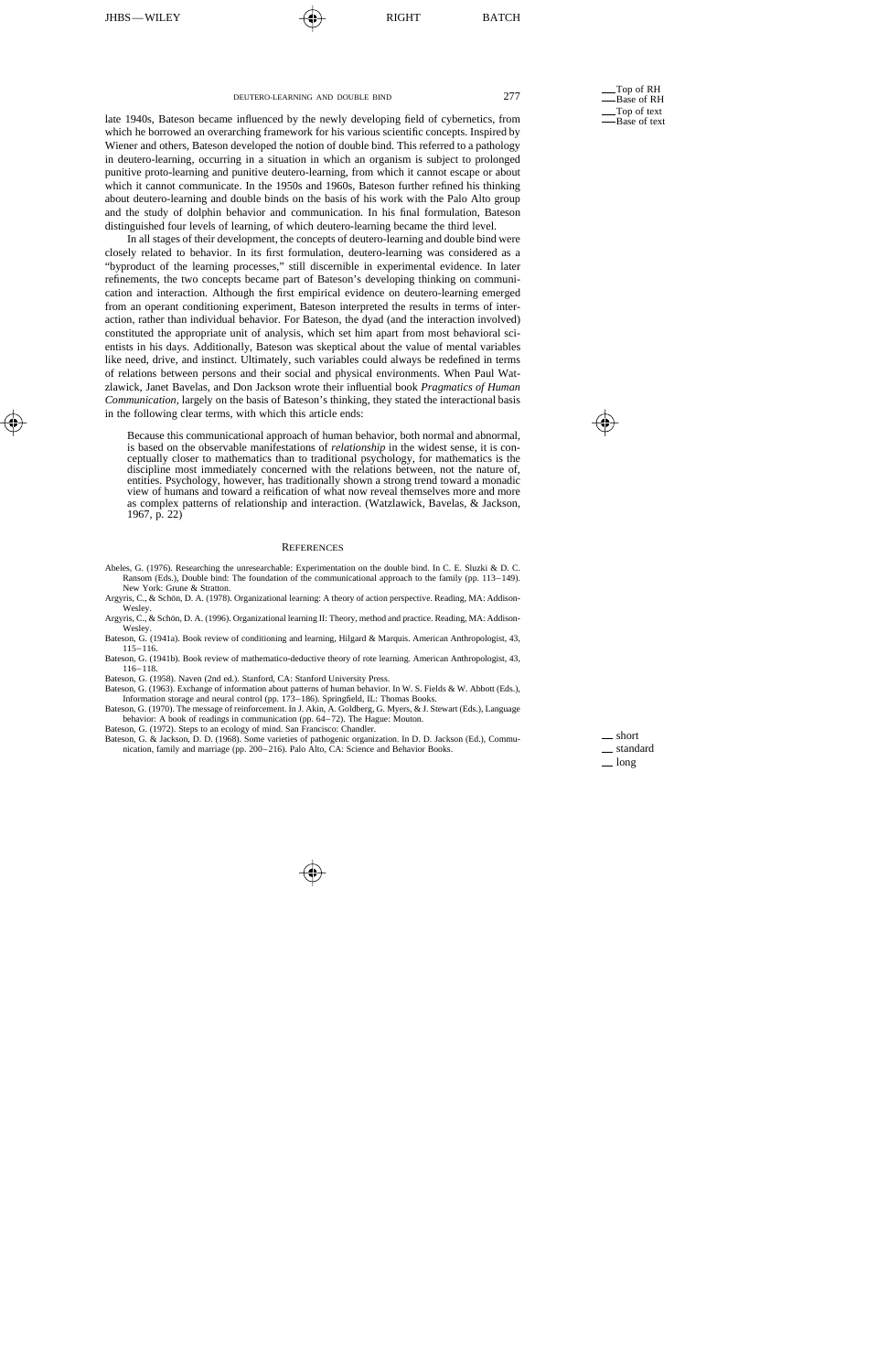late 1940s, Bateson became influenced by the newly developing field of cybernetics, from which he borrowed an overarching framework for his various scientific concepts. Inspired by Wiener and others, Bateson developed the notion of double bind. This referred to a pathology in deutero-learning, occurring in a situation in which an organism is subject to prolonged punitive proto-learning and punitive deutero-learning, from which it cannot escape or about which it cannot communicate. In the 1950s and 1960s, Bateson further refined his thinking about deutero-learning and double binds on the basis of his work with the Palo Alto group and the study of dolphin behavior and communication. In his final formulation, Bateson distinguished four levels of learning, of which deutero-learning became the third level.

In all stages of their development, the concepts of deutero-learning and double bind were closely related to behavior. In its first formulation, deutero-learning was considered as a "byproduct of the learning processes," still discernible in experimental evidence. In later refinements, the two concepts became part of Bateson's developing thinking on communication and interaction. Although the first empirical evidence on deutero-learning emerged from an operant conditioning experiment, Bateson interpreted the results in terms of interaction, rather than individual behavior. For Bateson, the dyad (and the interaction involved) constituted the appropriate unit of analysis, which set him apart from most behavioral scientists in his days. Additionally, Bateson was skeptical about the value of mental variables like need, drive, and instinct. Ultimately, such variables could always be redefined in terms of relations between persons and their social and physical environments. When Paul Watzlawick, Janet Bavelas, and Don Jackson wrote their influential book *Pragmatics of Human Communication*, largely on the basis of Bateson's thinking, they stated the interactional basis in the following clear terms, with which this article ends:

> Because this communicational approach of human behavior, both normal and abnormal, is based on the observable manifestations of *relationship* in the widest sense, it is conceptually closer to mathematics than to traditional psychology, for mathematics is the discipline most immediately concerned with the relations between, not the nature of, entities. Psychology, however, has traditionally shown a strong trend toward a monadic view of humans and toward a reification of what now reveal themselves more and more as complex patterns of relationship and interaction. (Watzlawick, Bavelas, & Jackson, 1967, p. 22)

## REFERENCES

Abeles, G. (1976). Researching the unresearchable: Experimentation on the double bind. In C. E. Sluzki & D. C. Ransom (Eds.), Double bind: The foundation of the communicational approach to the family (pp. 113–149). New York: Grune & Stratton.

Argyris, C., & Schön, D. A. (1978). Organizational learning: A theory of action perspective. Reading, MA: Addison-Wesley.

Argyris, C., & Schön, D. A. (1996). Organizational learning II: Theory, method and practice. Reading, MA: Addison-Wesley.

Bateson, G. (1941a). Book review of conditioning and learning, Hilgard & Marquis. American Anthropologist, 43, 115–116.

Bateson, G. (1941b). Book review of mathematico-deductive theory of rote learning. American Anthropologist, 43, 116–118.

Bateson, G. (1958). Naven (2nd ed.). Stanford, CA: Stanford University Press.

Bateson, G. (1963). Exchange of information about patterns of human behavior. In W. S. Fields & W. Abbott (Eds.), Information storage and neural control (pp. 173–186). Springfield, IL: Thomas Books.

Bateson, G. (1970). The message of reinforcement. In J. Akin, A. Goldberg, G. Myers, & J. Stewart (Eds.), Language behavior: A book of readings in communication (pp. 64–72). The Hague: Mouton.

Bateson, G. (1972). Steps to an ecology of mind. San Francisco: Chandler.

Bateson, G. & Jackson, D. D. (1968). Some varieties of pathogenic organization. In D. D. Jackson (Ed.), Communication, family and marriage (pp. 200–216). Palo Alto, CA: Science and Behavior Books.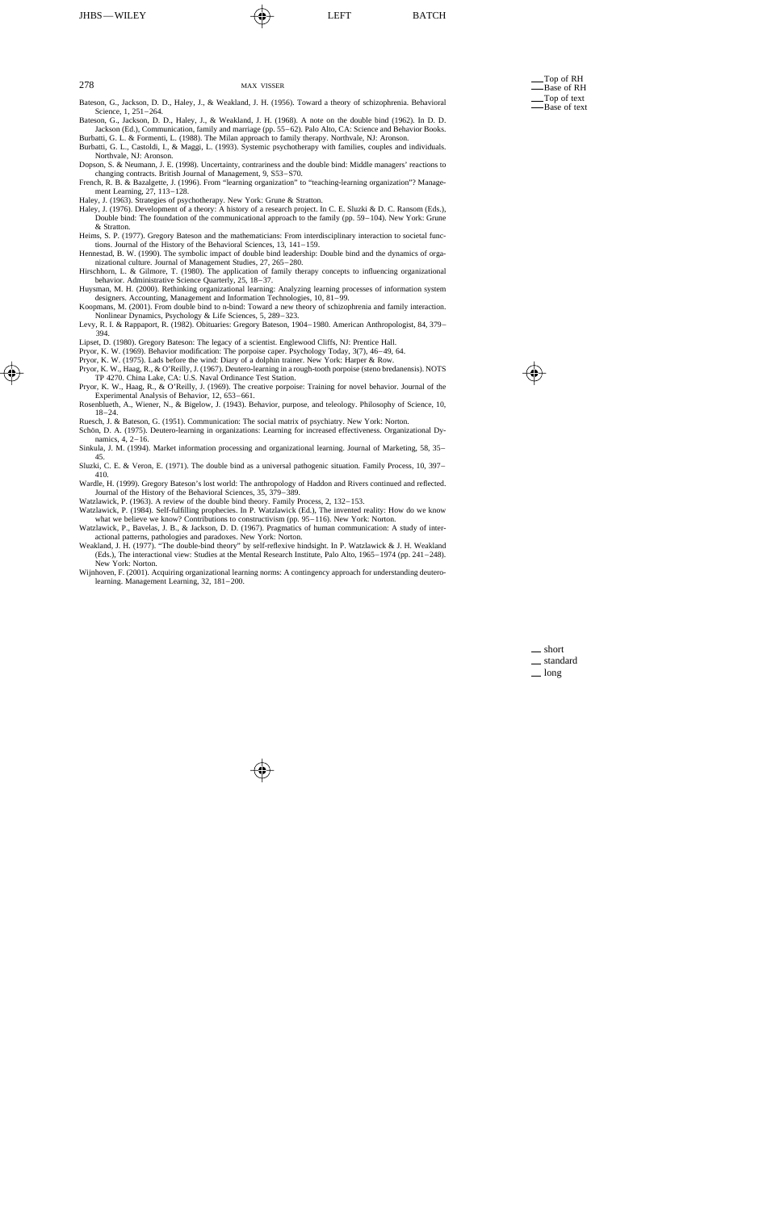Bateson, G., Jackson, D. D., Haley, J., & Weakland, J. H. (1956). Toward a theory of schizophrenia. Behavioral Science, 1, 251–264.

Bateson, G., Jackson, D. D., Haley, J., & Weakland, J. H. (1968). A note on the double bind (1962). In D. D. Jackson (Ed.), Communication, family and marriage (pp. 55–62). Palo Alto, CA: Science and Behavior Books.

Burbatti, G. L. & Formenti, L. (1988). The Milan approach to family therapy. Northvale, NJ: Aronson.

Burbatti, G. L., Castoldi, I., & Maggi, L. (1993). Systemic psychotherapy with families, couples and individuals. Northvale, NJ: Aronson.

Dopson, S. & Neumann, J. E. (1998). Uncertainty, contrariness and the double bind: Middle managers' reactions to changing contracts. British Journal of Management, 9, S53–S70.

French, R. B. & Bazalgette, J. (1996). From "learning organization" to "teaching-learning organization"? Management Learning, 27, 113–128.

Haley, J. (1963). Strategies of psychotherapy. New York: Grune & Stratton.

Haley, J. (1976). Development of a theory: A history of a research project. In C. E. Sluzki & D. C. Ransom (Eds.), Double bind: The foundation of the communicational approach to the family (pp. 59–104). New York: Grune & Stratton.

Heims, S. P. (1977). Gregory Bateson and the mathematicians: From interdisciplinary interaction to societal functions. Journal of the History of the Behavioral Sciences, 13, 141–159.

Hennestad, B. W. (1990). The symbolic impact of double bind leadership: Double bind and the dynamics of organizational culture. Journal of Management Studies, 27, 265–280.

Hirschhorn, L. & Gilmore, T. (1980). The application of family therapy concepts to influencing organizational behavior. Administrative Science Quarterly, 25, 18–37.

Huysman, M. H. (2000). Rethinking organizational learning: Analyzing learning processes of information system designers. Accounting, Management and Information Technologies, 10, 81–99.

Koopmans, M. (2001). From double bind to n-bind: Toward a new theory of schizophrenia and family interaction. Nonlinear Dynamics, Psychology & Life Sciences, 5, 289–323.

Levy, R. I. & Rappaport, R. (1982). Obituaries: Gregory Bateson, 1904–1980. American Anthropologist, 84, 379–394.

Lipset, D. (1980). Gregory Bateson: The legacy of a scientist. Englewood Cliffs, NJ: Prentice Hall.

Pryor, K. W. (1969). Behavior modification: The porpoise caper. Psychology Today, 3(7), 46–49, 64.

Pryor, K. W. (1975). Lads before the wind: Diary of a dolphin trainer. New York: Harper & Row.

Pryor, K. W., Haag, R., & O'Reilly, J. (1967). Deutero-learning in a rough-tooth porpoise (steno bredanensis). NOTS TP 4270. China Lake, CA: U.S. Naval Ordinance Test Station.

Pryor, K. W., Haag, R., & O'Reilly, J. (1969). The creative porpoise: Training for novel behavior. Journal of the Experimental Analysis of Behavior, 12, 653–661.

Rosenblueth, A., Wiener, N., & Bigelow, J. (1943). Behavior, purpose, and teleology. Philosophy of Science, 10, 18–24.

Ruesch, J. & Bateson, G. (1951). Communication: The social matrix of psychiatry. New York: Norton.

Schön, D. A. (1975). Deutero-learning in organizations: Learning for increased effectiveness. Organizational Dynamics, 4, 2–16.

Sinkula, J. M. (1994). Market information processing and organizational learning. Journal of Marketing, 58, 35–45.

Sluzki, C. E. & Veron, E. (1971). The double bind as a universal pathogenic situation. Family Process, 10, 397–410.

Wardle, H. (1999). Gregory Bateson's lost world: The anthropology of Haddon and Rivers continued and reflected. Journal of the History of the Behavioral Sciences, 35, 379–389.

Watzlawick, P. (1963). A review of the double bind theory. Family Process, 2, 132–153.

Watzlawick, P. (1984). Self-fulfilling prophecies. In P. Watzlawick (Ed.), The invented reality: How do we know what we believe we know? Contributions to constructivism (pp. 95–116). New York: Norton.

Watzlawick, P., Bavelas, J. B., & Jackson, D. D. (1967). Pragmatics of human communication: A study of interactional patterns, pathologies and paradoxes. New York: Norton.

Weakland, J. H. (1977). "The double-bind theory" by self-reflexive hindsight. In P. Watzlawick & J. H. Weakland (Eds.), The interactional view: Studies at the Mental Research Institute, Palo Alto, 1965–1974 (pp. 241–248). New York: Norton.

Wijnhoven, F. (2001). Acquiring organizational learning norms: A contingency approach for understanding deutero-learning. Management Learning, 32, 181–200.